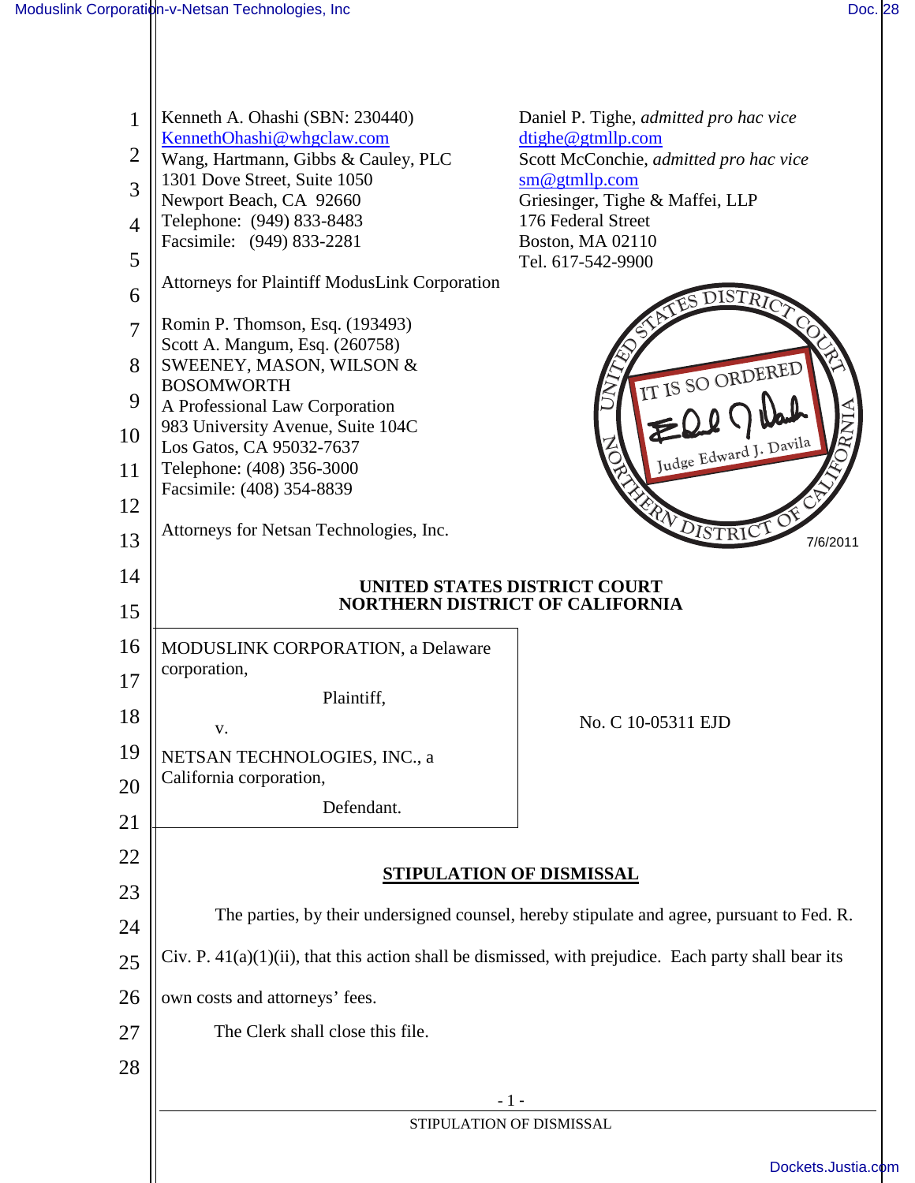Kenneth A. Ohashi (SBN: 230440)
KennethOhashi@whgclaw.com
Wang, Hartmann, Gibbs & Cauley, PLC
1301 Dove Street, Suite 1050
Newport Beach, CA 92660
Telephone: (949) 833-8483
Facsimile: (949) 833-2281

Daniel P. Tighe, *admitted pro hac vice*
dtighe@gtmllp.com
Scott McConchie, *admitted pro hac vice*
sm@gtmllp.com
Griesinger, Tighe & Maffei, LLP
176 Federal Street
Boston, MA 02110
Tel. 617-542-9900

Attorneys for Plaintiff ModusLink Corporation

Romin P. Thomson, Esq. (193493)
Scott A. Mangum, Esq. (260758)
SWEENEY, MASON, WILSON & BOSOMWORTH
A Professional Law Corporation
983 University Avenue, Suite 104C
Los Gatos, CA 95032-7637
Telephone: (408) 356-3000
Facsimile: (408) 354-8839

Attorneys for Netsan Technologies, Inc.

UNITED STATES DISTRICT COURT NORTHERN DISTRICT OF CALIFORNIA — IT IS SO ORDERED — Judge Edward J. Davila — 7/6/2011

**UNITED STATES DISTRICT COURT**
**NORTHERN DISTRICT OF CALIFORNIA**

| | |
|---|---|
| MODUSLINK CORPORATION, a Delaware corporation,<br>Plaintiff,<br>v.<br>NETSAN TECHNOLOGIES, INC., a California corporation,<br>Defendant. | No. C 10-05311 EJD |

**STIPULATION OF DISMISSAL**

The parties, by their undersigned counsel, hereby stipulate and agree, pursuant to Fed. R. Civ. P. 41(a)(1)(ii), that this action shall be dismissed, with prejudice. Each party shall bear its own costs and attorneys' fees.

The Clerk shall close this file.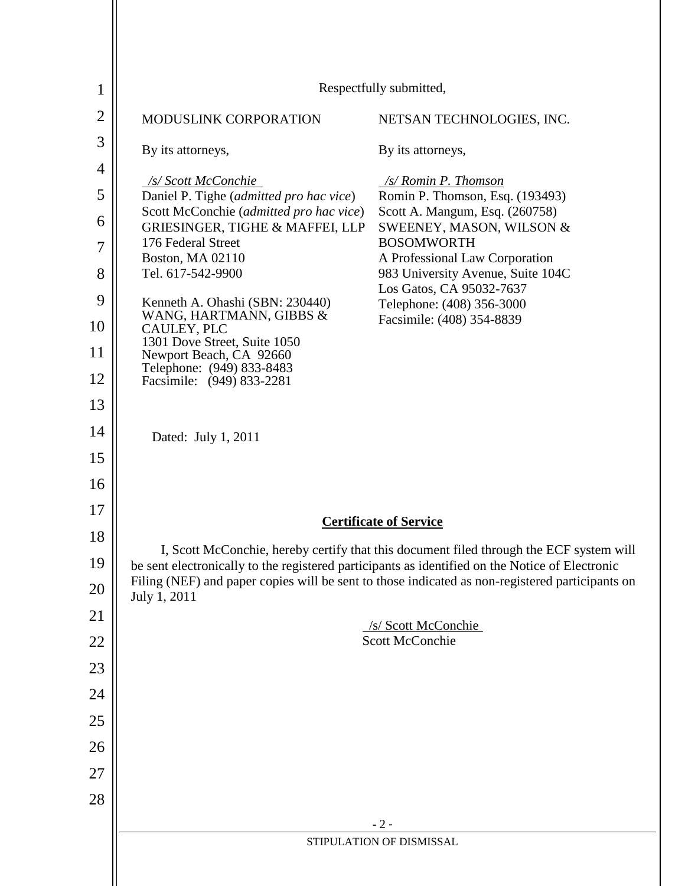Respectfully submitted,

MODUSLINK CORPORATION

By its attorneys,

/s/ Scott McConchie
Daniel P. Tighe (*admitted pro hac vice*)
Scott McConchie (*admitted pro hac vice*)
GRIESINGER, TIGHE & MAFFEI, LLP
176 Federal Street
Boston, MA 02110
Tel. 617-542-9900

Kenneth A. Ohashi (SBN: 230440)
WANG, HARTMANN, GIBBS & CAULEY, PLC
1301 Dove Street, Suite 1050
Newport Beach, CA 92660
Telephone: (949) 833-8483
Facsimile: (949) 833-2281

NETSAN TECHNOLOGIES, INC.

By its attorneys,

/s/ Romin P. Thomson
Romin P. Thomson, Esq. (193493)
Scott A. Mangum, Esq. (260758)
SWEENEY, MASON, WILSON & BOSOMWORTH
A Professional Law Corporation
983 University Avenue, Suite 104C
Los Gatos, CA 95032-7637
Telephone: (408) 356-3000
Facsimile: (408) 354-8839

Dated: July 1, 2011

**Certificate of Service**

I, Scott McConchie, hereby certify that this document filed through the ECF system will be sent electronically to the registered participants as identified on the Notice of Electronic Filing (NEF) and paper copies will be sent to those indicated as non-registered participants on July 1, 2011

/s/ Scott McConchie
Scott McConchie